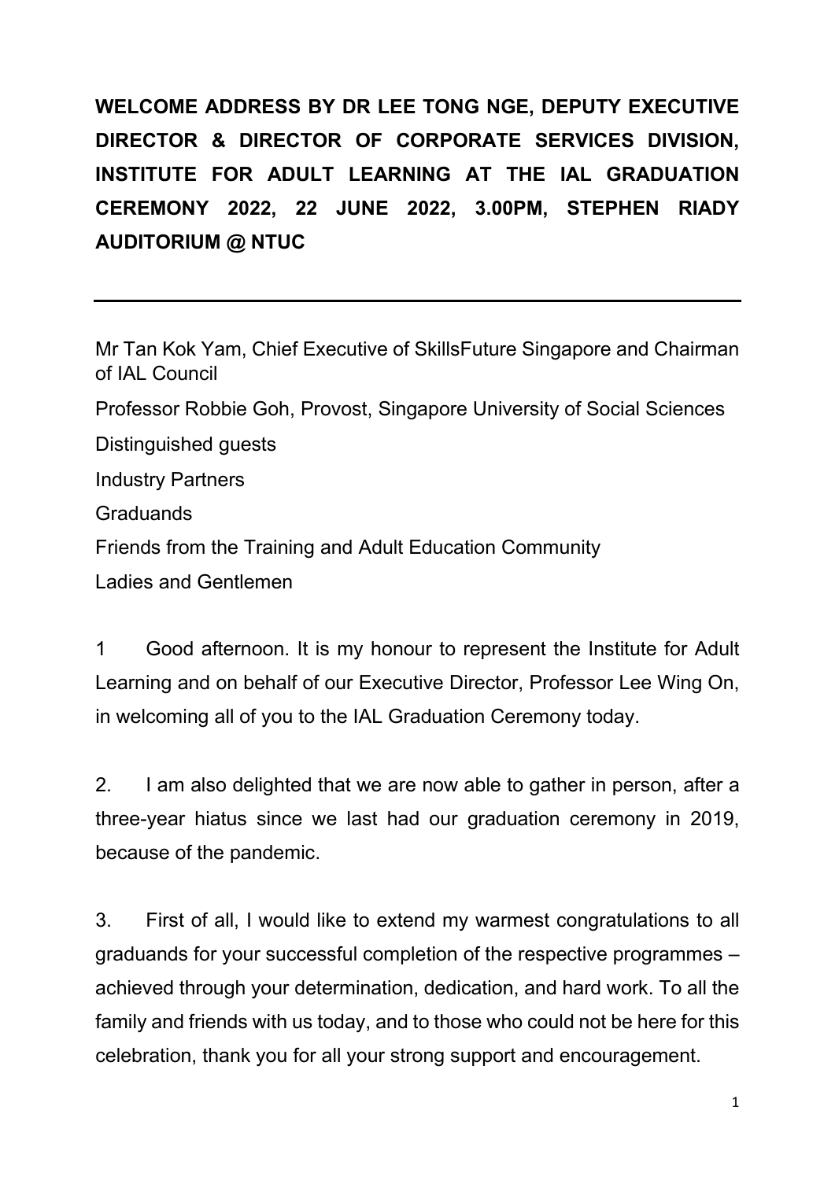**WELCOME ADDRESS BY DR LEE TONG NGE, DEPUTY EXECUTIVE DIRECTOR & DIRECTOR OF CORPORATE SERVICES DIVISION, INSTITUTE FOR ADULT LEARNING AT THE IAL GRADUATION CEREMONY 2022, 22 JUNE 2022, 3.00PM, STEPHEN RIADY AUDITORIUM @ NTUC**

---

Mr Tan Kok Yam, Chief Executive of SkillsFuture Singapore and Chairman of IAL Council

Professor Robbie Goh, Provost, Singapore University of Social Sciences

Distinguished guests

Industry Partners

Graduands

Friends from the Training and Adult Education Community

Ladies and Gentlemen

1 Good afternoon. It is my honour to represent the Institute for Adult Learning and on behalf of our Executive Director, Professor Lee Wing On, in welcoming all of you to the IAL Graduation Ceremony today.

2. I am also delighted that we are now able to gather in person, after a three-year hiatus since we last had our graduation ceremony in 2019, because of the pandemic.

3. First of all, I would like to extend my warmest congratulations to all graduands for your successful completion of the respective programmes – achieved through your determination, dedication, and hard work. To all the family and friends with us today, and to those who could not be here for this celebration, thank you for all your strong support and encouragement.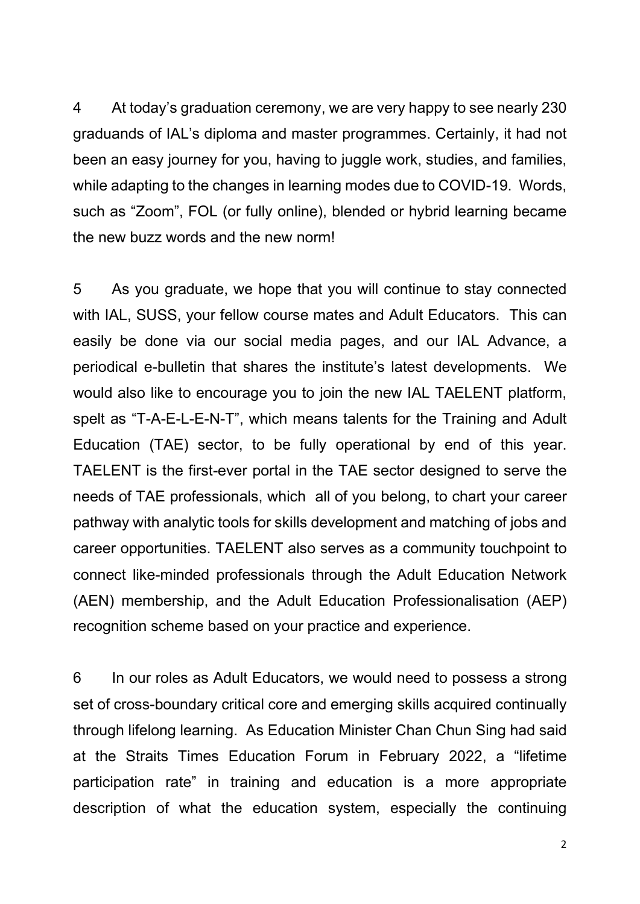4 At today's graduation ceremony, we are very happy to see nearly 230 graduands of IAL's diploma and master programmes. Certainly, it had not been an easy journey for you, having to juggle work, studies, and families, while adapting to the changes in learning modes due to COVID-19. Words, such as "Zoom", FOL (or fully online), blended or hybrid learning became the new buzz words and the new norm!

5 As you graduate, we hope that you will continue to stay connected with IAL, SUSS, your fellow course mates and Adult Educators. This can easily be done via our social media pages, and our IAL Advance, a periodical e-bulletin that shares the institute's latest developments. We would also like to encourage you to join the new IAL TAELENT platform, spelt as "T-A-E-L-E-N-T", which means talents for the Training and Adult Education (TAE) sector, to be fully operational by end of this year. TAELENT is the first-ever portal in the TAE sector designed to serve the needs of TAE professionals, which all of you belong, to chart your career pathway with analytic tools for skills development and matching of jobs and career opportunities. TAELENT also serves as a community touchpoint to connect like-minded professionals through the Adult Education Network (AEN) membership, and the Adult Education Professionalisation (AEP) recognition scheme based on your practice and experience.

6 In our roles as Adult Educators, we would need to possess a strong set of cross-boundary critical core and emerging skills acquired continually through lifelong learning. As Education Minister Chan Chun Sing had said at the Straits Times Education Forum in February 2022, a "lifetime participation rate" in training and education is a more appropriate description of what the education system, especially the continuing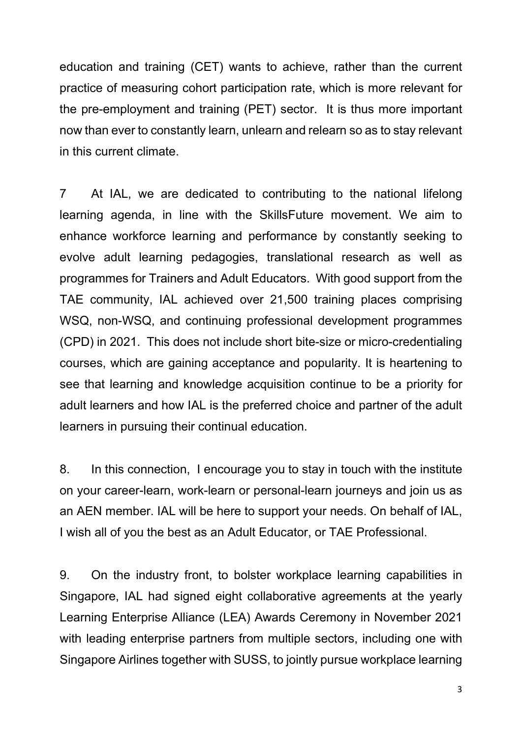education and training (CET) wants to achieve, rather than the current practice of measuring cohort participation rate, which is more relevant for the pre-employment and training (PET) sector. It is thus more important now than ever to constantly learn, unlearn and relearn so as to stay relevant in this current climate.

7 At IAL, we are dedicated to contributing to the national lifelong learning agenda, in line with the SkillsFuture movement. We aim to enhance workforce learning and performance by constantly seeking to evolve adult learning pedagogies, translational research as well as programmes for Trainers and Adult Educators. With good support from the TAE community, IAL achieved over 21,500 training places comprising WSQ, non-WSQ, and continuing professional development programmes (CPD) in 2021. This does not include short bite-size or micro-credentialing courses, which are gaining acceptance and popularity. It is heartening to see that learning and knowledge acquisition continue to be a priority for adult learners and how IAL is the preferred choice and partner of the adult learners in pursuing their continual education.

8. In this connection, I encourage you to stay in touch with the institute on your career-learn, work-learn or personal-learn journeys and join us as an AEN member. IAL will be here to support your needs. On behalf of IAL, I wish all of you the best as an Adult Educator, or TAE Professional.

9. On the industry front, to bolster workplace learning capabilities in Singapore, IAL had signed eight collaborative agreements at the yearly Learning Enterprise Alliance (LEA) Awards Ceremony in November 2021 with leading enterprise partners from multiple sectors, including one with Singapore Airlines together with SUSS, to jointly pursue workplace learning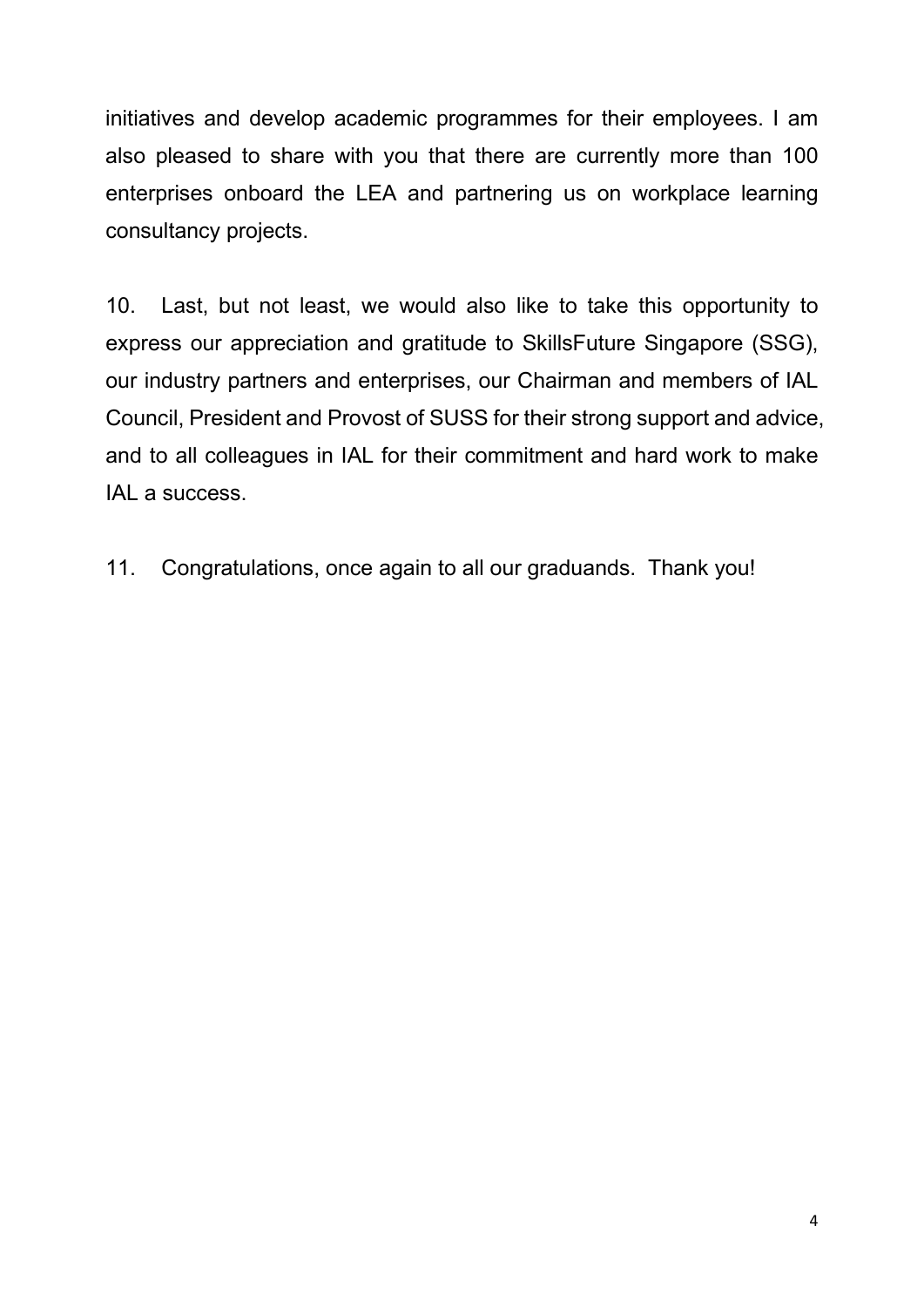initiatives and develop academic programmes for their employees. I am also pleased to share with you that there are currently more than 100 enterprises onboard the LEA and partnering us on workplace learning consultancy projects.

10. Last, but not least, we would also like to take this opportunity to express our appreciation and gratitude to SkillsFuture Singapore (SSG), our industry partners and enterprises, our Chairman and members of IAL Council, President and Provost of SUSS for their strong support and advice, and to all colleagues in IAL for their commitment and hard work to make IAL a success.

11. Congratulations, once again to all our graduands. Thank you!